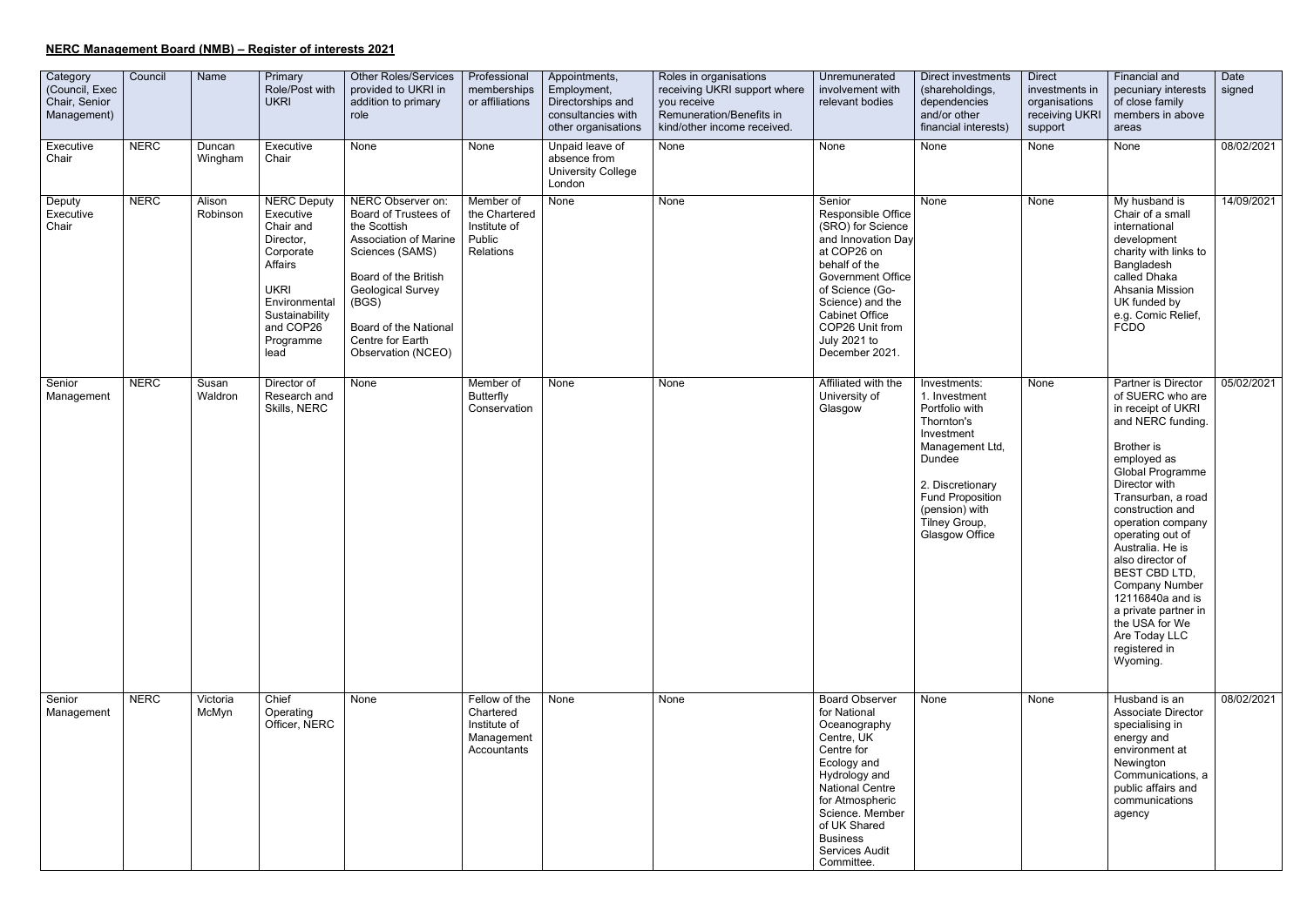## NERC Management Board (NMB) – Register of interests 2021

| Category (Council, Exec Chair, Senior Management) | Council | Name | Primary Role/Post with UKRI | Other Roles/Services provided to UKRI in addition to primary role | Professional memberships or affiliations | Appointments, Employment, Directorships and consultancies with other organisations | Roles in organisations receiving UKRI support where you receive Remuneration/Benefits in kind/other income received. | Unremunerated involvement with relevant bodies | Direct investments (shareholdings, dependencies and/or other financial interests) | Direct investments in organisations receiving UKRI support | Financial and pecuniary interests of close family members in above areas | Date signed |
|---|---|---|---|---|---|---|---|---|---|---|---|---|
| Executive Chair | NERC | Duncan Wingham | Executive Chair | None | None | Unpaid leave of absence from University College London | None | None | None | None | None | 08/02/2021 |
| Deputy Executive Chair | NERC | Alison Robinson | NERC Deputy Executive Chair and Director, Corporate Affairs<br><br>UKRI Environmental Sustainability and COP26 Programme lead | NERC Observer on: Board of Trustees of the Scottish Association of Marine Sciences (SAMS)<br><br>Board of the British Geological Survey (BGS)<br><br>Board of the National Centre for Earth Observation (NCEO) | Member of the Chartered Institute of Public Relations | None | None | Senior Responsible Office (SRO) for Science and Innovation Day at COP26 on behalf of the Government Office of Science (Go-Science) and the Cabinet Office COP26 Unit from July 2021 to December 2021. | None | None | My husband is Chair of a small international development charity with links to Bangladesh called Dhaka Ahsania Mission UK funded by e.g. Comic Relief, FCDO | 14/09/2021 |
| Senior Management | NERC | Susan Waldron | Director of Research and Skills, NERC | None | Member of Butterfly Conservation | None | None | Affiliated with the University of Glasgow | Investments:<br>1. Investment Portfolio with Thornton's Investment Management Ltd, Dundee<br><br>2. Discretionary Fund Proposition (pension) with Tilney Group, Glasgow Office | None | Partner is Director of SUERC who are in receipt of UKRI and NERC funding.<br><br>Brother is employed as Global Programme Director with Transurban, a road construction and operation company operating out of Australia. He is also director of BEST CBD LTD, Company Number 12116840a and is a private partner in the USA for We Are Today LLC registered in Wyoming. | 05/02/2021 |
| Senior Management | NERC | Victoria McMyn | Chief Operating Officer, NERC | None | Fellow of the Chartered Institute of Management Accountants | None | None | Board Observer for National Oceanography Centre, UK Centre for Ecology and Hydrology and National Centre for Atmospheric Science. Member of UK Shared Business Services Audit Committee. | None | None | Husband is an Associate Director specialising in energy and environment at Newington Communications, a public affairs and communications agency | 08/02/2021 |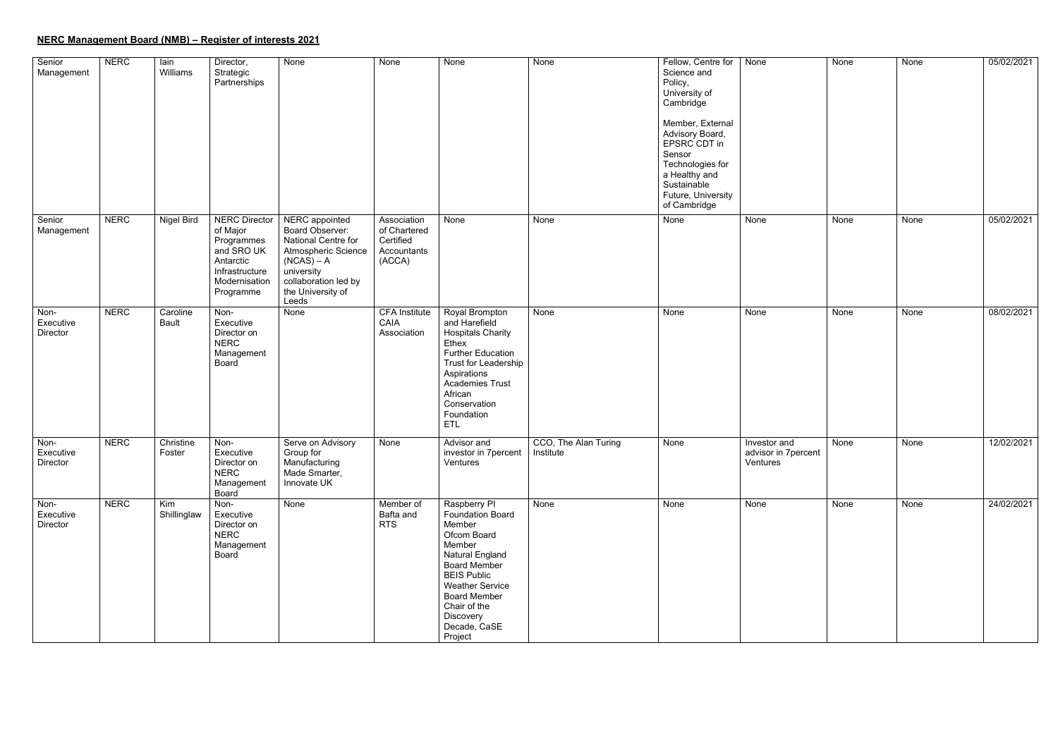**NERC Management Board (NMB) – Register of interests 2021**

| | | | | | | | | | | | | |
|---|---|---|---|---|---|---|---|---|---|---|---|---|
| Senior Management | NERC | Iain Williams | Director, Strategic Partnerships | None | None | None | None | Fellow, Centre for Science and Policy, University of Cambridge<br><br>Member, External Advisory Board, EPSRC CDT in Sensor Technologies for a Healthy and Sustainable Future, University of Cambridge | None | None | None | 05/02/2021 |
| Senior Management | NERC | Nigel Bird | NERC Director of Major Programmes and SRO UK Antarctic Infrastructure Modernisation Programme | NERC appointed Board Observer: National Centre for Atmospheric Science (NCAS) – A university collaboration led by the University of Leeds | Association of Chartered Certified Accountants (ACCA) | None | None | None | None | None | None | 05/02/2021 |
| Non-Executive Director | NERC | Caroline Bault | Non-Executive Director on NERC Management Board | None | CFA Institute CAIA Association | Royal Brompton and Harefield Hospitals Charity<br>Ethex<br>Further Education Trust for Leadership<br>Aspirations Academies Trust<br>African Conservation Foundation<br>ETL | None | None | None | None | None | 08/02/2021 |
| Non-Executive Director | NERC | Christine Foster | Non-Executive Director on NERC Management Board | Serve on Advisory Group for Manufacturing Made Smarter, Innovate UK | None | Advisor and investor in 7percent Ventures | CCO, The Alan Turing Institute | None | Investor and advisor in 7percent Ventures | None | None | 12/02/2021 |
| Non-Executive Director | NERC | Kim Shillinglaw | Non-Executive Director on NERC Management Board | None | Member of Bafta and RTS | Raspberry PI Foundation Board Member<br>Ofcom Board Member<br>Natural England Board Member<br>BEIS Public Weather Service Board Member<br>Chair of the Discovery Decade, CaSE Project | None | None | None | None | None | 24/02/2021 |